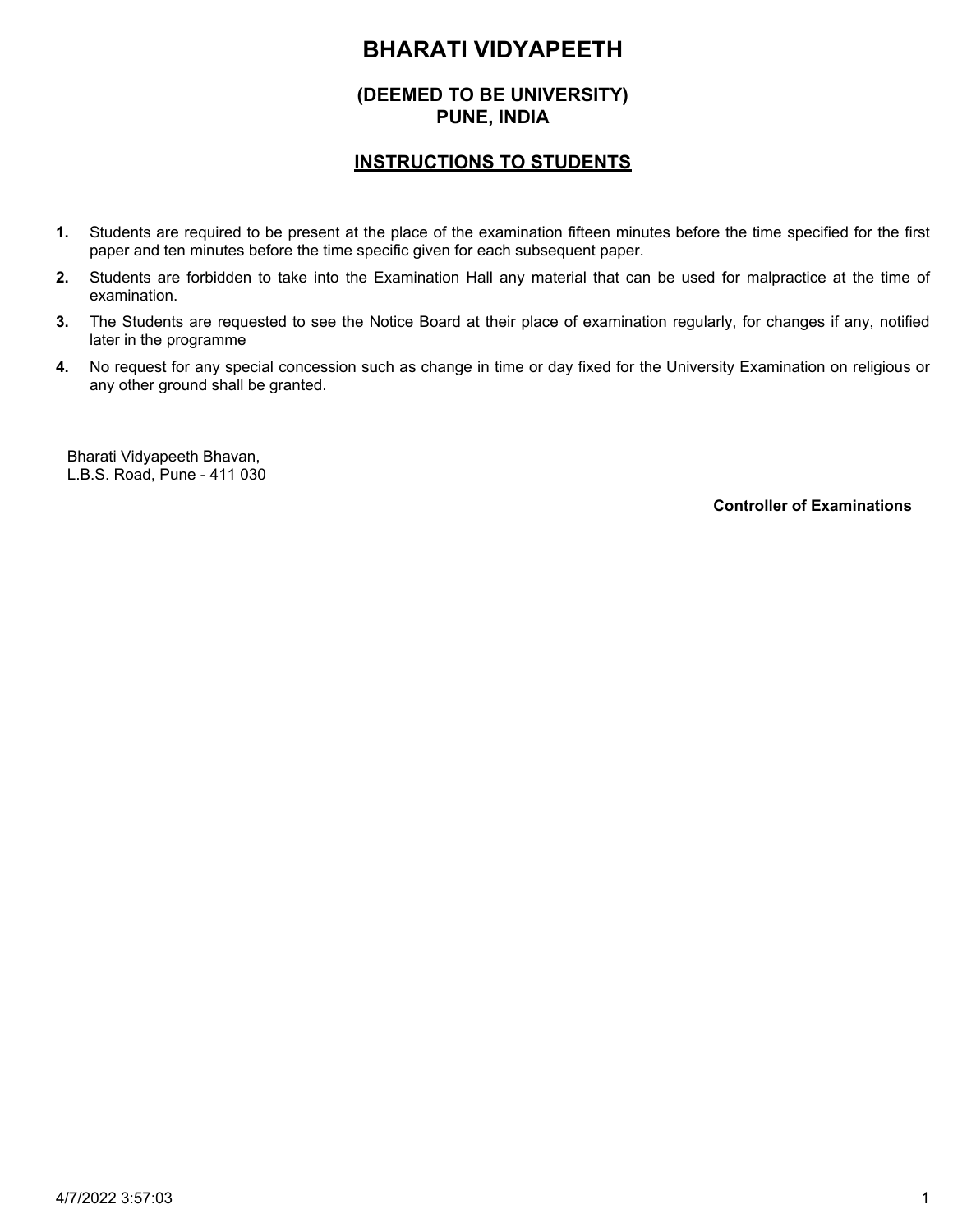# BHARATI VIDYAPEETH

## (DEEMED TO BE UNIVERSITY)
## PUNE, INDIA

## INSTRUCTIONS TO STUDENTS

1. Students are required to be present at the place of the examination fifteen minutes before the time specified for the first paper and ten minutes before the time specific given for each subsequent paper.
2. Students are forbidden to take into the Examination Hall any material that can be used for malpractice at the time of examination.
3. The Students are requested to see the Notice Board at their place of examination regularly, for changes if any, notified later in the programme
4. No request for any special concession such as change in time or day fixed for the University Examination on religious or any other ground shall be granted.

Bharati Vidyapeeth Bhavan,
L.B.S. Road, Pune - 411 030

**Controller of Examinations**

4/7/2022 3:57:03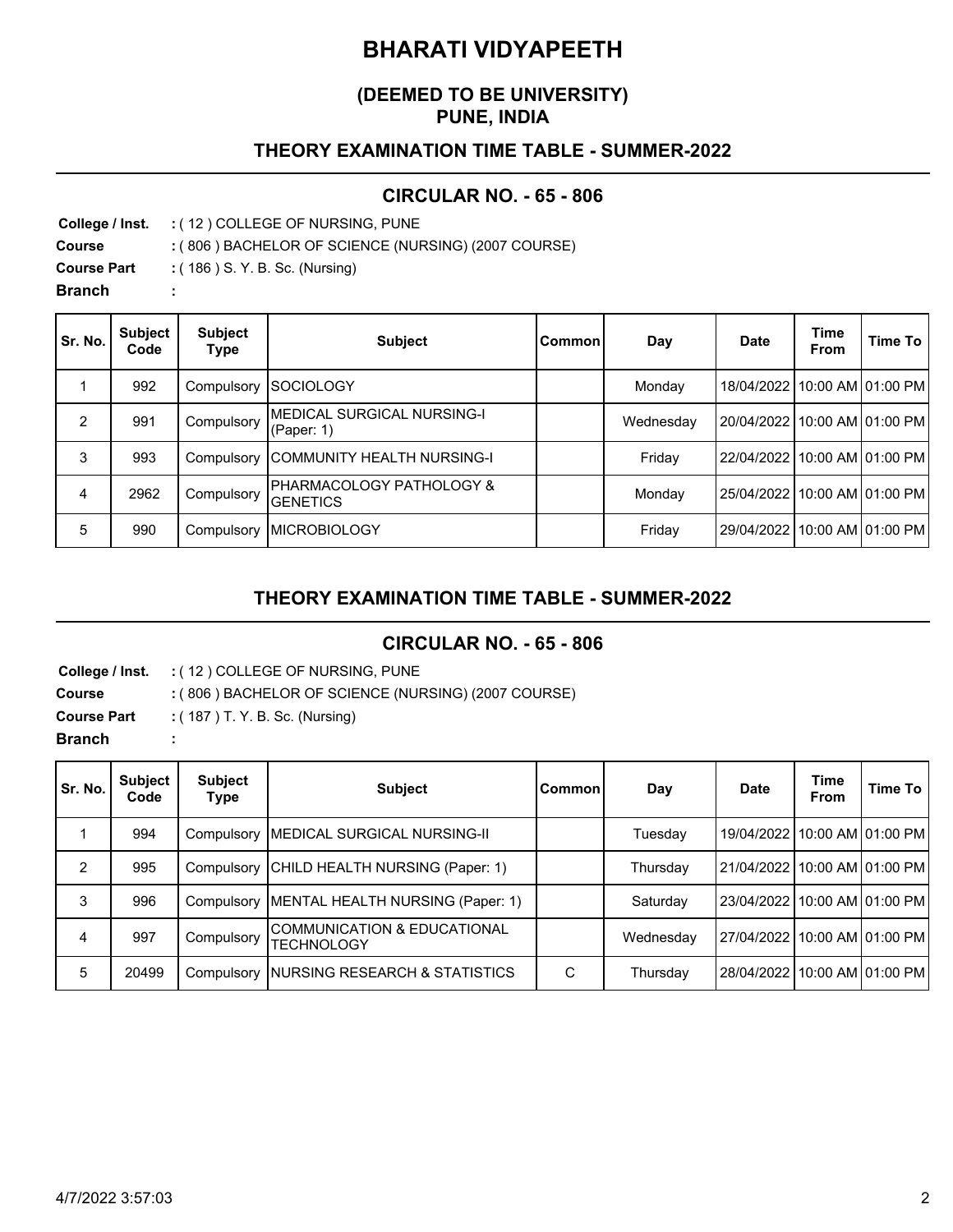# BHARATI VIDYAPEETH

## (DEEMED TO BE UNIVERSITY)
## PUNE, INDIA

### THEORY EXAMINATION TIME TABLE - SUMMER-2022

### CIRCULAR NO. - 65 - 806

**College / Inst.** : ( 12 ) COLLEGE OF NURSING, PUNE
**Course** : ( 806 ) BACHELOR OF SCIENCE (NURSING) (2007 COURSE)
**Course Part** : ( 186 ) S. Y. B. Sc. (Nursing)
**Branch** :

| Sr. No. | Subject Code | Subject Type | Subject | Common | Day | Date | Time From | Time To |
|---|---|---|---|---|---|---|---|---|
| 1 | 992 | Compulsory | SOCIOLOGY | | Monday | 18/04/2022 | 10:00 AM | 01:00 PM |
| 2 | 991 | Compulsory | MEDICAL SURGICAL NURSING-I (Paper: 1) | | Wednesday | 20/04/2022 | 10:00 AM | 01:00 PM |
| 3 | 993 | Compulsory | COMMUNITY HEALTH NURSING-I | | Friday | 22/04/2022 | 10:00 AM | 01:00 PM |
| 4 | 2962 | Compulsory | PHARMACOLOGY PATHOLOGY & GENETICS | | Monday | 25/04/2022 | 10:00 AM | 01:00 PM |
| 5 | 990 | Compulsory | MICROBIOLOGY | | Friday | 29/04/2022 | 10:00 AM | 01:00 PM |

### THEORY EXAMINATION TIME TABLE - SUMMER-2022

### CIRCULAR NO. - 65 - 806

**College / Inst.** : ( 12 ) COLLEGE OF NURSING, PUNE
**Course** : ( 806 ) BACHELOR OF SCIENCE (NURSING) (2007 COURSE)
**Course Part** : ( 187 ) T. Y. B. Sc. (Nursing)
**Branch** :

| Sr. No. | Subject Code | Subject Type | Subject | Common | Day | Date | Time From | Time To |
|---|---|---|---|---|---|---|---|---|
| 1 | 994 | Compulsory | MEDICAL SURGICAL NURSING-II | | Tuesday | 19/04/2022 | 10:00 AM | 01:00 PM |
| 2 | 995 | Compulsory | CHILD HEALTH NURSING (Paper: 1) | | Thursday | 21/04/2022 | 10:00 AM | 01:00 PM |
| 3 | 996 | Compulsory | MENTAL HEALTH NURSING (Paper: 1) | | Saturday | 23/04/2022 | 10:00 AM | 01:00 PM |
| 4 | 997 | Compulsory | COMMUNICATION & EDUCATIONAL TECHNOLOGY | | Wednesday | 27/04/2022 | 10:00 AM | 01:00 PM |
| 5 | 20499 | Compulsory | NURSING RESEARCH & STATISTICS | C | Thursday | 28/04/2022 | 10:00 AM | 01:00 PM |

4/7/2022 3:57:03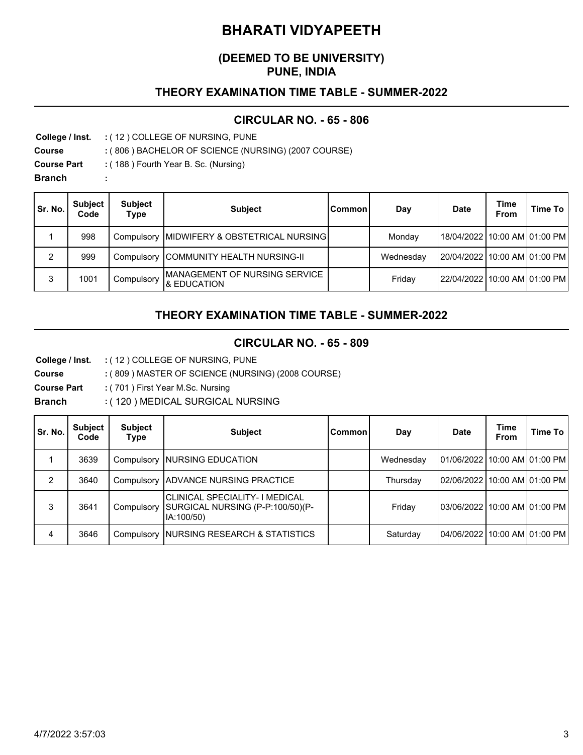# BHARATI VIDYAPEETH

## (DEEMED TO BE UNIVERSITY)
## PUNE, INDIA

### THEORY EXAMINATION TIME TABLE - SUMMER-2022

### CIRCULAR NO. - 65 - 806

**College / Inst.** : ( 12 ) COLLEGE OF NURSING, PUNE
**Course** : ( 806 ) BACHELOR OF SCIENCE (NURSING) (2007 COURSE)
**Course Part** : ( 188 ) Fourth Year B. Sc. (Nursing)
**Branch** :

| Sr. No. | Subject Code | Subject Type | Subject | Common | Day | Date | Time From | Time To |
|---|---|---|---|---|---|---|---|---|
| 1 | 998 | Compulsory | MIDWIFERY & OBSTETRICAL NURSING | | Monday | 18/04/2022 | 10:00 AM | 01:00 PM |
| 2 | 999 | Compulsory | COMMUNITY HEALTH NURSING-II | | Wednesday | 20/04/2022 | 10:00 AM | 01:00 PM |
| 3 | 1001 | Compulsory | MANAGEMENT OF NURSING SERVICE & EDUCATION | | Friday | 22/04/2022 | 10:00 AM | 01:00 PM |

### THEORY EXAMINATION TIME TABLE - SUMMER-2022

### CIRCULAR NO. - 65 - 809

**College / Inst.** : ( 12 ) COLLEGE OF NURSING, PUNE
**Course** : ( 809 ) MASTER OF SCIENCE (NURSING) (2008 COURSE)
**Course Part** : ( 701 ) First Year M.Sc. Nursing
**Branch** : ( 120 ) MEDICAL SURGICAL NURSING

| Sr. No. | Subject Code | Subject Type | Subject | Common | Day | Date | Time From | Time To |
|---|---|---|---|---|---|---|---|---|
| 1 | 3639 | Compulsory | NURSING EDUCATION | | Wednesday | 01/06/2022 | 10:00 AM | 01:00 PM |
| 2 | 3640 | Compulsory | ADVANCE NURSING PRACTICE | | Thursday | 02/06/2022 | 10:00 AM | 01:00 PM |
| 3 | 3641 | Compulsory | CLINICAL SPECIALITY- I MEDICAL SURGICAL NURSING (P-P:100/50)(P-IA:100/50) | | Friday | 03/06/2022 | 10:00 AM | 01:00 PM |
| 4 | 3646 | Compulsory | NURSING RESEARCH & STATISTICS | | Saturday | 04/06/2022 | 10:00 AM | 01:00 PM |

4/7/2022 3:57:03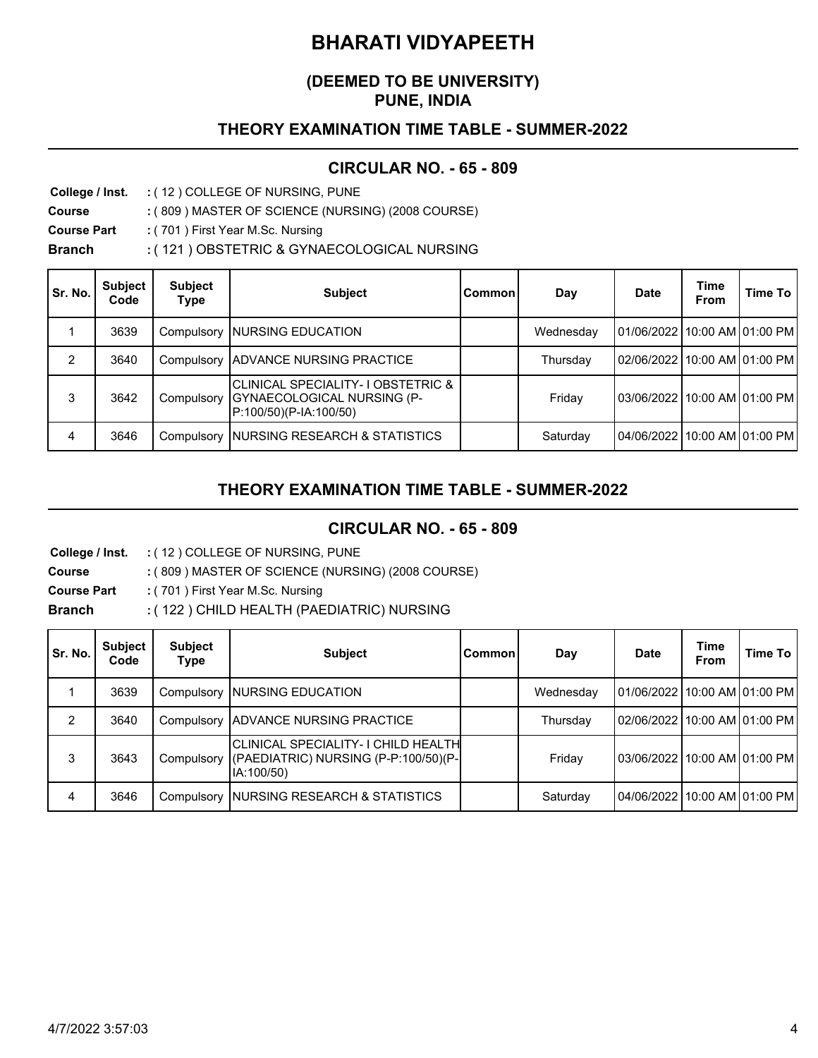# BHARATI VIDYAPEETH

### (DEEMED TO BE UNIVERSITY)
### PUNE, INDIA

## THEORY EXAMINATION TIME TABLE - SUMMER-2022

### CIRCULAR NO. - 65 - 809

**College / Inst.** : ( 12 ) COLLEGE OF NURSING, PUNE
**Course** : ( 809 ) MASTER OF SCIENCE (NURSING) (2008 COURSE)
**Course Part** : ( 701 ) First Year M.Sc. Nursing
**Branch** : ( 121 ) OBSTETRIC & GYNAECOLOGICAL NURSING

| Sr. No. | Subject Code | Subject Type | Subject | Common | Day | Date | Time From | Time To |
|---|---|---|---|---|---|---|---|---|
| 1 | 3639 | Compulsory | NURSING EDUCATION | | Wednesday | 01/06/2022 | 10:00 AM | 01:00 PM |
| 2 | 3640 | Compulsory | ADVANCE NURSING PRACTICE | | Thursday | 02/06/2022 | 10:00 AM | 01:00 PM |
| 3 | 3642 | Compulsory | CLINICAL SPECIALITY- I OBSTETRIC & GYNAECOLOGICAL NURSING (P-P:100/50)(P-IA:100/50) | | Friday | 03/06/2022 | 10:00 AM | 01:00 PM |
| 4 | 3646 | Compulsory | NURSING RESEARCH & STATISTICS | | Saturday | 04/06/2022 | 10:00 AM | 01:00 PM |

## THEORY EXAMINATION TIME TABLE - SUMMER-2022

### CIRCULAR NO. - 65 - 809

**College / Inst.** : ( 12 ) COLLEGE OF NURSING, PUNE
**Course** : ( 809 ) MASTER OF SCIENCE (NURSING) (2008 COURSE)
**Course Part** : ( 701 ) First Year M.Sc. Nursing
**Branch** : ( 122 ) CHILD HEALTH (PAEDIATRIC) NURSING

| Sr. No. | Subject Code | Subject Type | Subject | Common | Day | Date | Time From | Time To |
|---|---|---|---|---|---|---|---|---|
| 1 | 3639 | Compulsory | NURSING EDUCATION | | Wednesday | 01/06/2022 | 10:00 AM | 01:00 PM |
| 2 | 3640 | Compulsory | ADVANCE NURSING PRACTICE | | Thursday | 02/06/2022 | 10:00 AM | 01:00 PM |
| 3 | 3643 | Compulsory | CLINICAL SPECIALITY- I CHILD HEALTH (PAEDIATRIC) NURSING (P-P:100/50)(P-IA:100/50) | | Friday | 03/06/2022 | 10:00 AM | 01:00 PM |
| 4 | 3646 | Compulsory | NURSING RESEARCH & STATISTICS | | Saturday | 04/06/2022 | 10:00 AM | 01:00 PM |

4/7/2022 3:57:03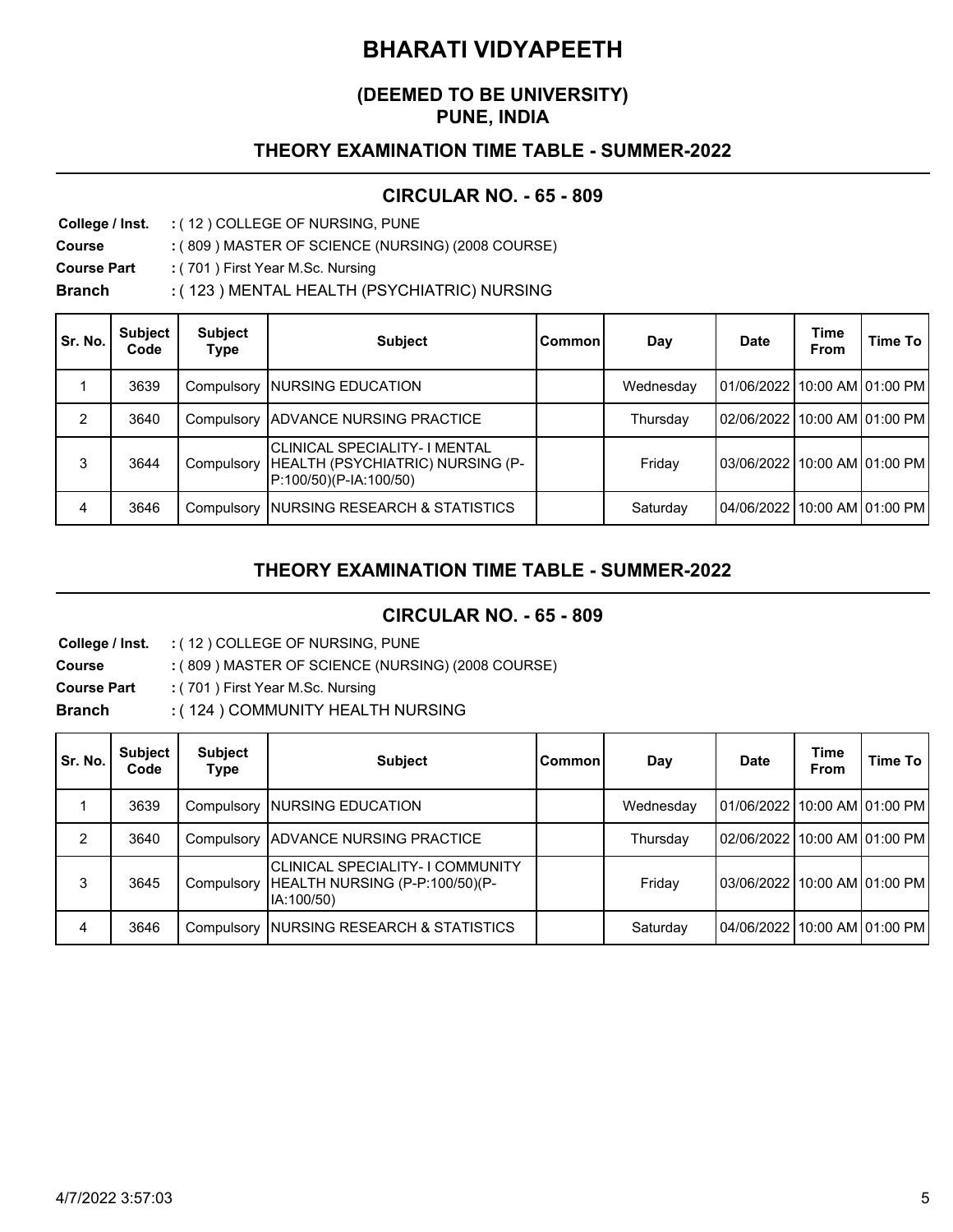# BHARATI VIDYAPEETH

## (DEEMED TO BE UNIVERSITY)
## PUNE, INDIA

### THEORY EXAMINATION TIME TABLE - SUMMER-2022

### CIRCULAR NO. - 65 - 809

**College / Inst.** : ( 12 ) COLLEGE OF NURSING, PUNE
**Course** : ( 809 ) MASTER OF SCIENCE (NURSING) (2008 COURSE)
**Course Part** : ( 701 ) First Year M.Sc. Nursing
**Branch** : ( 123 ) MENTAL HEALTH (PSYCHIATRIC) NURSING

| Sr. No. | Subject Code | Subject Type | Subject | Common | Day | Date | Time From | Time To |
|---|---|---|---|---|---|---|---|---|
| 1 | 3639 | Compulsory | NURSING EDUCATION | | Wednesday | 01/06/2022 | 10:00 AM | 01:00 PM |
| 2 | 3640 | Compulsory | ADVANCE NURSING PRACTICE | | Thursday | 02/06/2022 | 10:00 AM | 01:00 PM |
| 3 | 3644 | Compulsory | CLINICAL SPECIALITY- I MENTAL HEALTH (PSYCHIATRIC) NURSING (P-P:100/50)(P-IA:100/50) | | Friday | 03/06/2022 | 10:00 AM | 01:00 PM |
| 4 | 3646 | Compulsory | NURSING RESEARCH & STATISTICS | | Saturday | 04/06/2022 | 10:00 AM | 01:00 PM |

### THEORY EXAMINATION TIME TABLE - SUMMER-2022

### CIRCULAR NO. - 65 - 809

**College / Inst.** : ( 12 ) COLLEGE OF NURSING, PUNE
**Course** : ( 809 ) MASTER OF SCIENCE (NURSING) (2008 COURSE)
**Course Part** : ( 701 ) First Year M.Sc. Nursing
**Branch** : ( 124 ) COMMUNITY HEALTH NURSING

| Sr. No. | Subject Code | Subject Type | Subject | Common | Day | Date | Time From | Time To |
|---|---|---|---|---|---|---|---|---|
| 1 | 3639 | Compulsory | NURSING EDUCATION | | Wednesday | 01/06/2022 | 10:00 AM | 01:00 PM |
| 2 | 3640 | Compulsory | ADVANCE NURSING PRACTICE | | Thursday | 02/06/2022 | 10:00 AM | 01:00 PM |
| 3 | 3645 | Compulsory | CLINICAL SPECIALITY- I COMMUNITY HEALTH NURSING (P-P:100/50)(P-IA:100/50) | | Friday | 03/06/2022 | 10:00 AM | 01:00 PM |
| 4 | 3646 | Compulsory | NURSING RESEARCH & STATISTICS | | Saturday | 04/06/2022 | 10:00 AM | 01:00 PM |

4/7/2022 3:57:03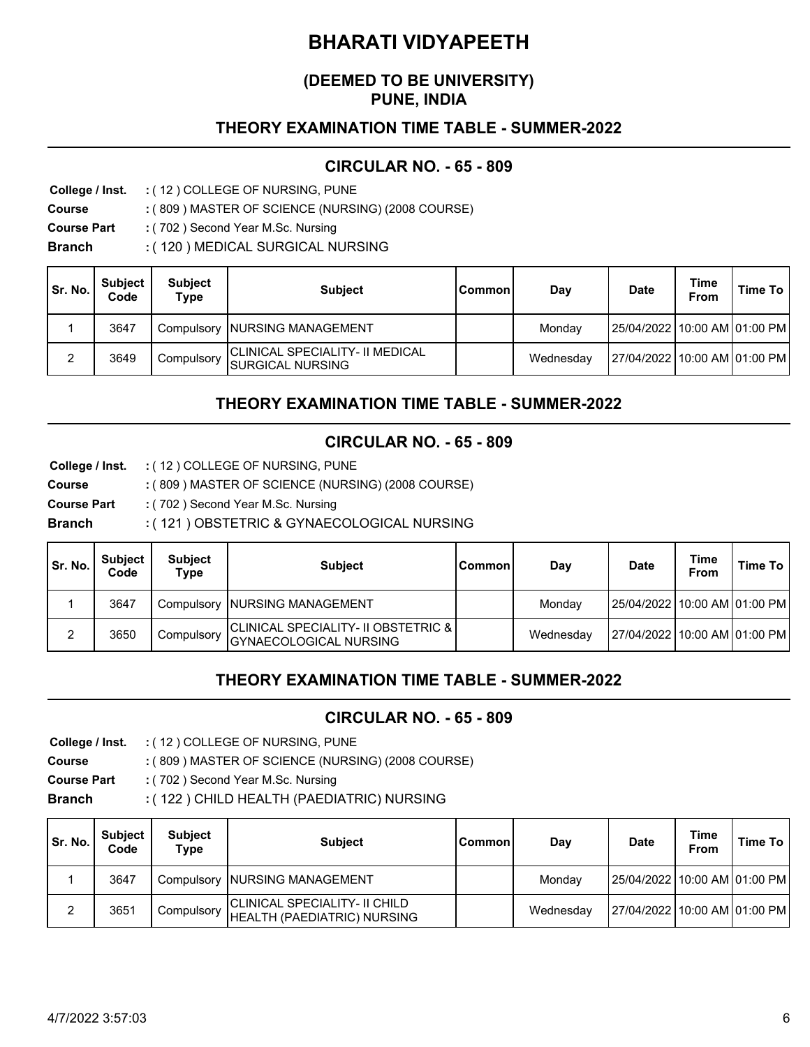# BHARATI VIDYAPEETH

## (DEEMED TO BE UNIVERSITY) PUNE, INDIA

### THEORY EXAMINATION TIME TABLE - SUMMER-2022

### CIRCULAR NO. - 65 - 809

**College / Inst.** : ( 12 ) COLLEGE OF NURSING, PUNE
**Course** : ( 809 ) MASTER OF SCIENCE (NURSING) (2008 COURSE)
**Course Part** : ( 702 ) Second Year M.Sc. Nursing
**Branch** : ( 120 ) MEDICAL SURGICAL NURSING

| Sr. No. | Subject Code | Subject Type | Subject | Common | Day | Date | Time From | Time To |
|---|---|---|---|---|---|---|---|---|
| 1 | 3647 | Compulsory | NURSING MANAGEMENT | | Monday | 25/04/2022 | 10:00 AM | 01:00 PM |
| 2 | 3649 | Compulsory | CLINICAL SPECIALITY- II MEDICAL SURGICAL NURSING | | Wednesday | 27/04/2022 | 10:00 AM | 01:00 PM |

### THEORY EXAMINATION TIME TABLE - SUMMER-2022

### CIRCULAR NO. - 65 - 809

**College / Inst.** : ( 12 ) COLLEGE OF NURSING, PUNE
**Course** : ( 809 ) MASTER OF SCIENCE (NURSING) (2008 COURSE)
**Course Part** : ( 702 ) Second Year M.Sc. Nursing
**Branch** : ( 121 ) OBSTETRIC & GYNAECOLOGICAL NURSING

| Sr. No. | Subject Code | Subject Type | Subject | Common | Day | Date | Time From | Time To |
|---|---|---|---|---|---|---|---|---|
| 1 | 3647 | Compulsory | NURSING MANAGEMENT | | Monday | 25/04/2022 | 10:00 AM | 01:00 PM |
| 2 | 3650 | Compulsory | CLINICAL SPECIALITY- II OBSTETRIC & GYNAECOLOGICAL NURSING | | Wednesday | 27/04/2022 | 10:00 AM | 01:00 PM |

### THEORY EXAMINATION TIME TABLE - SUMMER-2022

### CIRCULAR NO. - 65 - 809

**College / Inst.** : ( 12 ) COLLEGE OF NURSING, PUNE
**Course** : ( 809 ) MASTER OF SCIENCE (NURSING) (2008 COURSE)
**Course Part** : ( 702 ) Second Year M.Sc. Nursing
**Branch** : ( 122 ) CHILD HEALTH (PAEDIATRIC) NURSING

| Sr. No. | Subject Code | Subject Type | Subject | Common | Day | Date | Time From | Time To |
|---|---|---|---|---|---|---|---|---|
| 1 | 3647 | Compulsory | NURSING MANAGEMENT | | Monday | 25/04/2022 | 10:00 AM | 01:00 PM |
| 2 | 3651 | Compulsory | CLINICAL SPECIALITY- II CHILD HEALTH (PAEDIATRIC) NURSING | | Wednesday | 27/04/2022 | 10:00 AM | 01:00 PM |

4/7/2022 3:57:03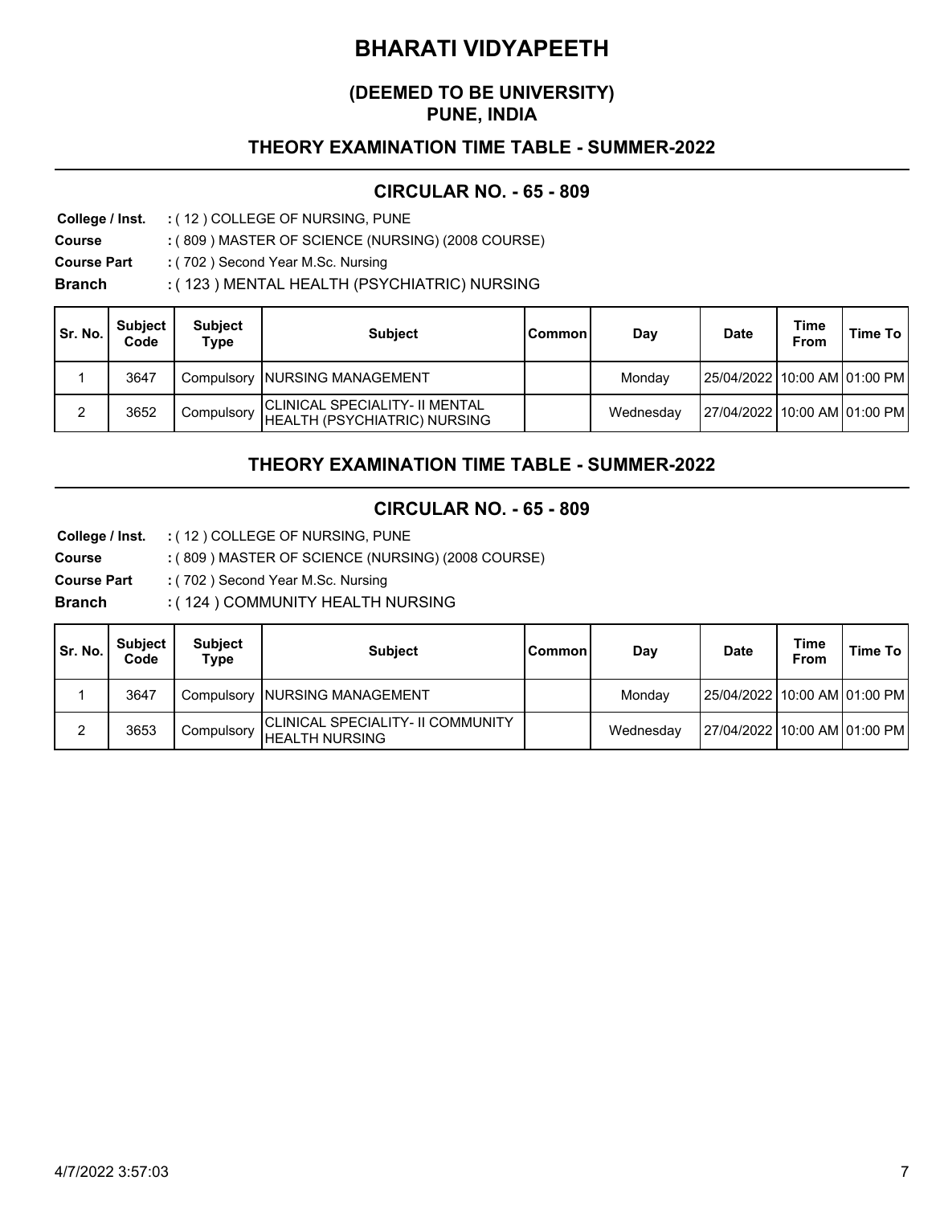# BHARATI VIDYAPEETH

## (DEEMED TO BE UNIVERSITY)
## PUNE, INDIA

### THEORY EXAMINATION TIME TABLE - SUMMER-2022

### CIRCULAR NO. - 65 - 809

**College / Inst.** : ( 12 ) COLLEGE OF NURSING, PUNE
**Course** : ( 809 ) MASTER OF SCIENCE (NURSING) (2008 COURSE)
**Course Part** : ( 702 ) Second Year M.Sc. Nursing
**Branch** : ( 123 ) MENTAL HEALTH (PSYCHIATRIC) NURSING

| Sr. No. | Subject Code | Subject Type | Subject | Common | Day | Date | Time From | Time To |
|---|---|---|---|---|---|---|---|---|
| 1 | 3647 | Compulsory | NURSING MANAGEMENT | | Monday | 25/04/2022 | 10:00 AM | 01:00 PM |
| 2 | 3652 | Compulsory | CLINICAL SPECIALITY- II MENTAL HEALTH (PSYCHIATRIC) NURSING | | Wednesday | 27/04/2022 | 10:00 AM | 01:00 PM |

### THEORY EXAMINATION TIME TABLE - SUMMER-2022

### CIRCULAR NO. - 65 - 809

**College / Inst.** : ( 12 ) COLLEGE OF NURSING, PUNE
**Course** : ( 809 ) MASTER OF SCIENCE (NURSING) (2008 COURSE)
**Course Part** : ( 702 ) Second Year M.Sc. Nursing
**Branch** : ( 124 ) COMMUNITY HEALTH NURSING

| Sr. No. | Subject Code | Subject Type | Subject | Common | Day | Date | Time From | Time To |
|---|---|---|---|---|---|---|---|---|
| 1 | 3647 | Compulsory | NURSING MANAGEMENT | | Monday | 25/04/2022 | 10:00 AM | 01:00 PM |
| 2 | 3653 | Compulsory | CLINICAL SPECIALITY- II COMMUNITY HEALTH NURSING | | Wednesday | 27/04/2022 | 10:00 AM | 01:00 PM |

4/7/2022 3:57:03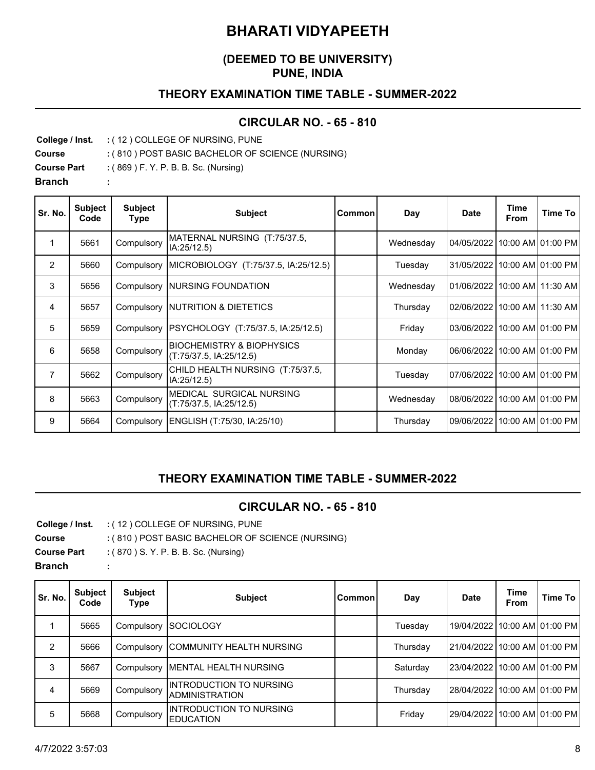# BHARATI VIDYAPEETH

## (DEEMED TO BE UNIVERSITY)
## PUNE, INDIA

### THEORY EXAMINATION TIME TABLE - SUMMER-2022

### CIRCULAR NO. - 65 - 810

**College / Inst.** : ( 12 ) COLLEGE OF NURSING, PUNE
**Course** : ( 810 ) POST BASIC BACHELOR OF SCIENCE (NURSING)
**Course Part** : ( 869 ) F. Y. P. B. B. Sc. (Nursing)
**Branch** :

| Sr. No. | Subject Code | Subject Type | Subject | Common | Day | Date | Time From | Time To |
|---|---|---|---|---|---|---|---|---|
| 1 | 5661 | Compulsory | MATERNAL NURSING (T:75/37.5, IA:25/12.5) | | Wednesday | 04/05/2022 | 10:00 AM | 01:00 PM |
| 2 | 5660 | Compulsory | MICROBIOLOGY (T:75/37.5, IA:25/12.5) | | Tuesday | 31/05/2022 | 10:00 AM | 01:00 PM |
| 3 | 5656 | Compulsory | NURSING FOUNDATION | | Wednesday | 01/06/2022 | 10:00 AM | 11:30 AM |
| 4 | 5657 | Compulsory | NUTRITION & DIETETICS | | Thursday | 02/06/2022 | 10:00 AM | 11:30 AM |
| 5 | 5659 | Compulsory | PSYCHOLOGY (T:75/37.5, IA:25/12.5) | | Friday | 03/06/2022 | 10:00 AM | 01:00 PM |
| 6 | 5658 | Compulsory | BIOCHEMISTRY & BIOPHYSICS (T:75/37.5, IA:25/12.5) | | Monday | 06/06/2022 | 10:00 AM | 01:00 PM |
| 7 | 5662 | Compulsory | CHILD HEALTH NURSING (T:75/37.5, IA:25/12.5) | | Tuesday | 07/06/2022 | 10:00 AM | 01:00 PM |
| 8 | 5663 | Compulsory | MEDICAL SURGICAL NURSING (T:75/37.5, IA:25/12.5) | | Wednesday | 08/06/2022 | 10:00 AM | 01:00 PM |
| 9 | 5664 | Compulsory | ENGLISH (T:75/30, IA:25/10) | | Thursday | 09/06/2022 | 10:00 AM | 01:00 PM |

### THEORY EXAMINATION TIME TABLE - SUMMER-2022

### CIRCULAR NO. - 65 - 810

**College / Inst.** : ( 12 ) COLLEGE OF NURSING, PUNE
**Course** : ( 810 ) POST BASIC BACHELOR OF SCIENCE (NURSING)
**Course Part** : ( 870 ) S. Y. P. B. B. Sc. (Nursing)
**Branch** :

| Sr. No. | Subject Code | Subject Type | Subject | Common | Day | Date | Time From | Time To |
|---|---|---|---|---|---|---|---|---|
| 1 | 5665 | Compulsory | SOCIOLOGY | | Tuesday | 19/04/2022 | 10:00 AM | 01:00 PM |
| 2 | 5666 | Compulsory | COMMUNITY HEALTH NURSING | | Thursday | 21/04/2022 | 10:00 AM | 01:00 PM |
| 3 | 5667 | Compulsory | MENTAL HEALTH NURSING | | Saturday | 23/04/2022 | 10:00 AM | 01:00 PM |
| 4 | 5669 | Compulsory | INTRODUCTION TO NURSING ADMINISTRATION | | Thursday | 28/04/2022 | 10:00 AM | 01:00 PM |
| 5 | 5668 | Compulsory | INTRODUCTION TO NURSING EDUCATION | | Friday | 29/04/2022 | 10:00 AM | 01:00 PM |

4/7/2022 3:57:03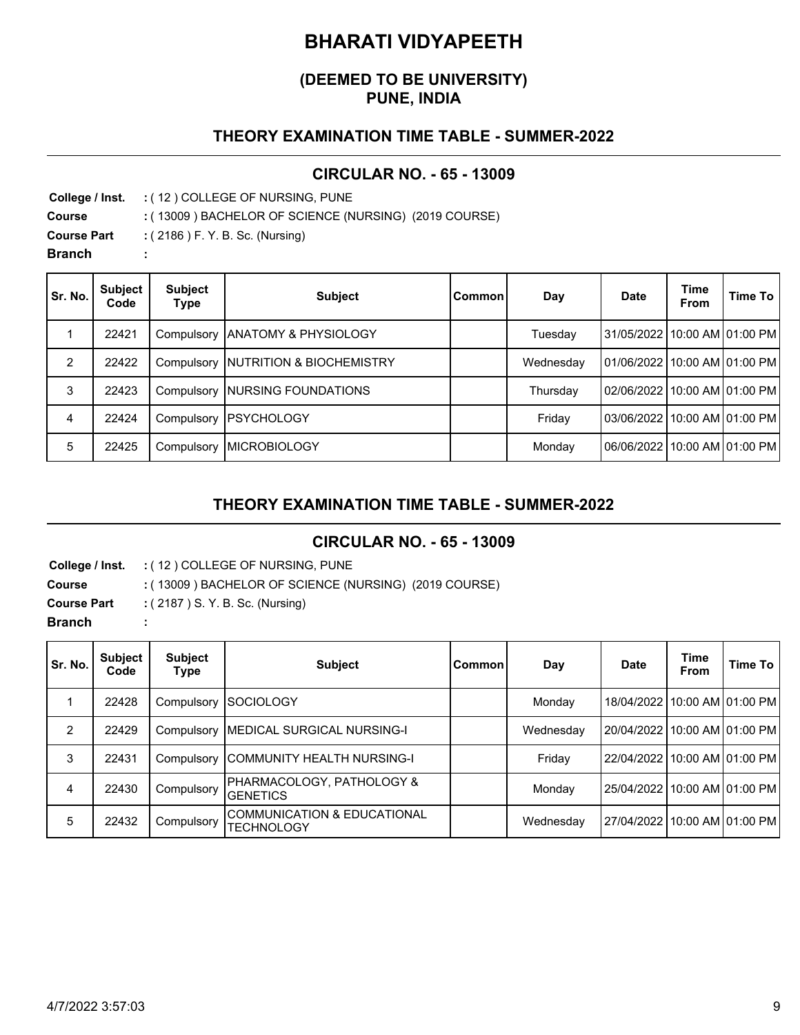# BHARATI VIDYAPEETH

## (DEEMED TO BE UNIVERSITY)
## PUNE, INDIA

### THEORY EXAMINATION TIME TABLE - SUMMER-2022

### CIRCULAR NO. - 65 - 13009

**College / Inst.** : ( 12 ) COLLEGE OF NURSING, PUNE
**Course** : ( 13009 ) BACHELOR OF SCIENCE (NURSING) (2019 COURSE)
**Course Part** : ( 2186 ) F. Y. B. Sc. (Nursing)
**Branch** :

| Sr. No. | Subject Code | Subject Type | Subject | Common | Day | Date | Time From | Time To |
|---|---|---|---|---|---|---|---|---|
| 1 | 22421 | Compulsory | ANATOMY & PHYSIOLOGY | | Tuesday | 31/05/2022 | 10:00 AM | 01:00 PM |
| 2 | 22422 | Compulsory | NUTRITION & BIOCHEMISTRY | | Wednesday | 01/06/2022 | 10:00 AM | 01:00 PM |
| 3 | 22423 | Compulsory | NURSING FOUNDATIONS | | Thursday | 02/06/2022 | 10:00 AM | 01:00 PM |
| 4 | 22424 | Compulsory | PSYCHOLOGY | | Friday | 03/06/2022 | 10:00 AM | 01:00 PM |
| 5 | 22425 | Compulsory | MICROBIOLOGY | | Monday | 06/06/2022 | 10:00 AM | 01:00 PM |

### THEORY EXAMINATION TIME TABLE - SUMMER-2022

### CIRCULAR NO. - 65 - 13009

**College / Inst.** : ( 12 ) COLLEGE OF NURSING, PUNE
**Course** : ( 13009 ) BACHELOR OF SCIENCE (NURSING) (2019 COURSE)
**Course Part** : ( 2187 ) S. Y. B. Sc. (Nursing)
**Branch** :

| Sr. No. | Subject Code | Subject Type | Subject | Common | Day | Date | Time From | Time To |
|---|---|---|---|---|---|---|---|---|
| 1 | 22428 | Compulsory | SOCIOLOGY | | Monday | 18/04/2022 | 10:00 AM | 01:00 PM |
| 2 | 22429 | Compulsory | MEDICAL SURGICAL NURSING-I | | Wednesday | 20/04/2022 | 10:00 AM | 01:00 PM |
| 3 | 22431 | Compulsory | COMMUNITY HEALTH NURSING-I | | Friday | 22/04/2022 | 10:00 AM | 01:00 PM |
| 4 | 22430 | Compulsory | PHARMACOLOGY, PATHOLOGY & GENETICS | | Monday | 25/04/2022 | 10:00 AM | 01:00 PM |
| 5 | 22432 | Compulsory | COMMUNICATION & EDUCATIONAL TECHNOLOGY | | Wednesday | 27/04/2022 | 10:00 AM | 01:00 PM |

4/7/2022 3:57:03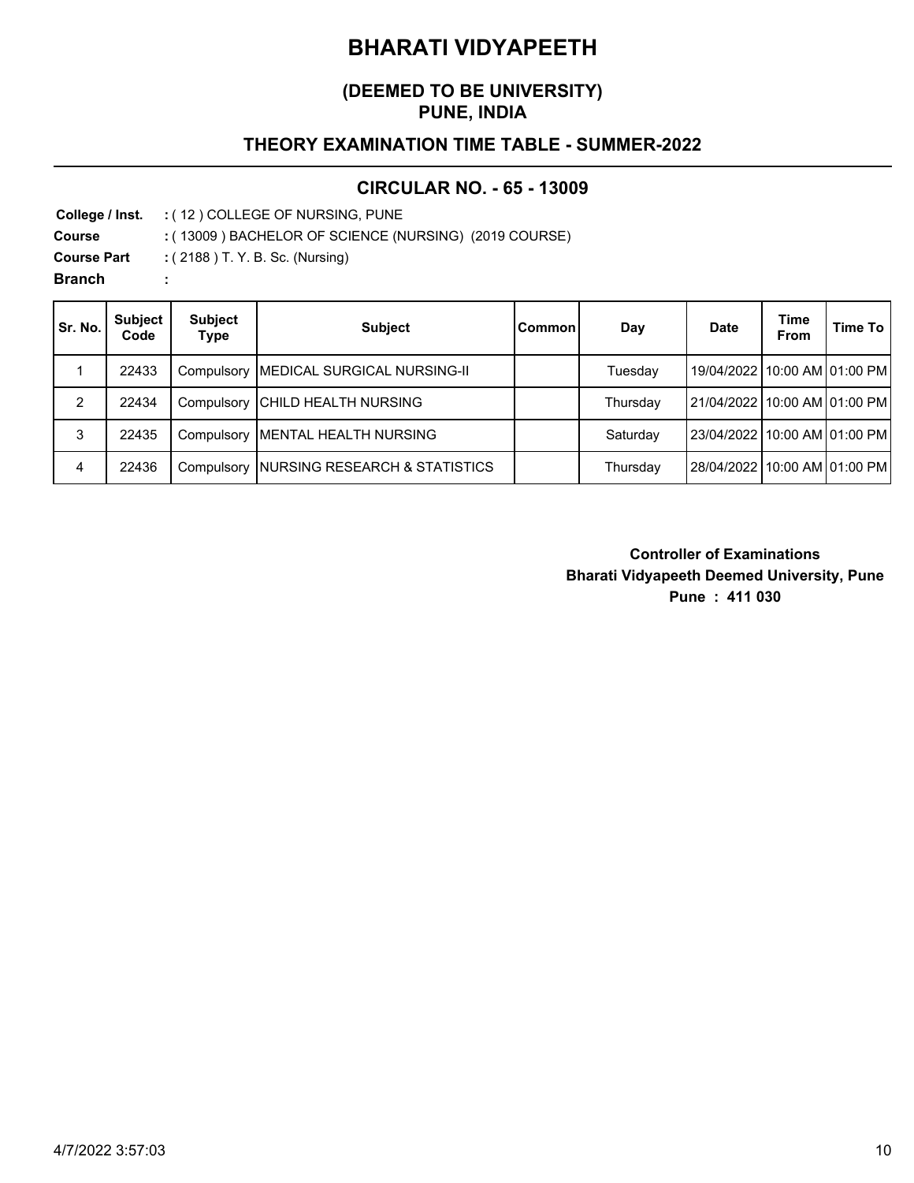# BHARATI VIDYAPEETH

## (DEEMED TO BE UNIVERSITY)
## PUNE, INDIA

### THEORY EXAMINATION TIME TABLE - SUMMER-2022

### CIRCULAR NO. - 65 - 13009

**College / Inst.** : ( 12 ) COLLEGE OF NURSING, PUNE
**Course** : ( 13009 ) BACHELOR OF SCIENCE (NURSING) (2019 COURSE)
**Course Part** : ( 2188 ) T. Y. B. Sc. (Nursing)
**Branch** :

| Sr. No. | Subject Code | Subject Type | Subject | Common | Day | Date | Time From | Time To |
|---|---|---|---|---|---|---|---|---|
| 1 | 22433 | Compulsory | MEDICAL SURGICAL NURSING-II | | Tuesday | 19/04/2022 | 10:00 AM | 01:00 PM |
| 2 | 22434 | Compulsory | CHILD HEALTH NURSING | | Thursday | 21/04/2022 | 10:00 AM | 01:00 PM |
| 3 | 22435 | Compulsory | MENTAL HEALTH NURSING | | Saturday | 23/04/2022 | 10:00 AM | 01:00 PM |
| 4 | 22436 | Compulsory | NURSING RESEARCH & STATISTICS | | Thursday | 28/04/2022 | 10:00 AM | 01:00 PM |

**Controller of Examinations**
**Bharati Vidyapeeth Deemed University, Pune**
**Pune : 411 030**

4/7/2022 3:57:03